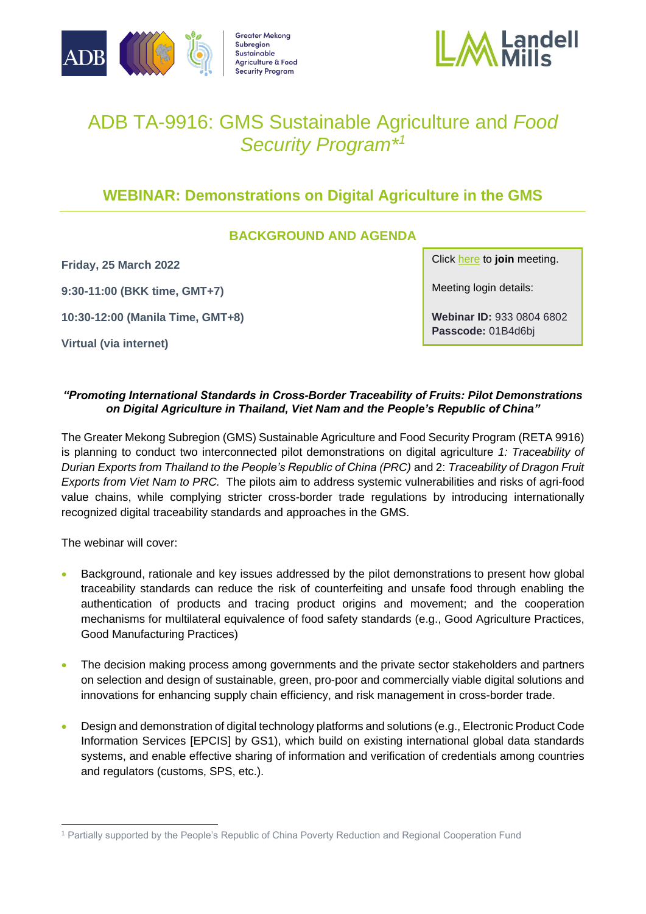# ADB TA-9916: GMS Sustainable Agriculture and *Food Security Program*\*[1]

## WEBINAR: Demonstrations on Digital Agriculture in the GMS

### BACKGROUND AND AGENDA

**Friday, 25 March 2022**

**9:30-11:00 (BKK time, GMT+7)**

**10:30-12:00 (Manila Time, GMT+8)**

**Virtual (via internet)**

Click here to **join** meeting.

Meeting login details:

**Webinar ID:** 933 0804 6802
**Passcode:** 01B4d6bj

***"Promoting International Standards in Cross-Border Traceability of Fruits: Pilot Demonstrations on Digital Agriculture in Thailand, Viet Nam and the People's Republic of China"***

The Greater Mekong Subregion (GMS) Sustainable Agriculture and Food Security Program (RETA 9916) is planning to conduct two interconnected pilot demonstrations on digital agriculture *1: Traceability of Durian Exports from Thailand to the People's Republic of China (PRC)* and 2: *Traceability of Dragon Fruit Exports from Viet Nam to PRC.* The pilots aim to address systemic vulnerabilities and risks of agri-food value chains, while complying stricter cross-border trade regulations by introducing internationally recognized digital traceability standards and approaches in the GMS.

The webinar will cover:

- Background, rationale and key issues addressed by the pilot demonstrations to present how global traceability standards can reduce the risk of counterfeiting and unsafe food through enabling the authentication of products and tracing product origins and movement; and the cooperation mechanisms for multilateral equivalence of food safety standards (e.g., Good Agriculture Practices, Good Manufacturing Practices)

- The decision making process among governments and the private sector stakeholders and partners on selection and design of sustainable, green, pro-poor and commercially viable digital solutions and innovations for enhancing supply chain efficiency, and risk management in cross-border trade.

- Design and demonstration of digital technology platforms and solutions (e.g., Electronic Product Code Information Services [EPCIS] by GS1), which build on existing international global data standards systems, and enable effective sharing of information and verification of credentials among countries and regulators (customs, SPS, etc.).

[1] Partially supported by the People's Republic of China Poverty Reduction and Regional Cooperation Fund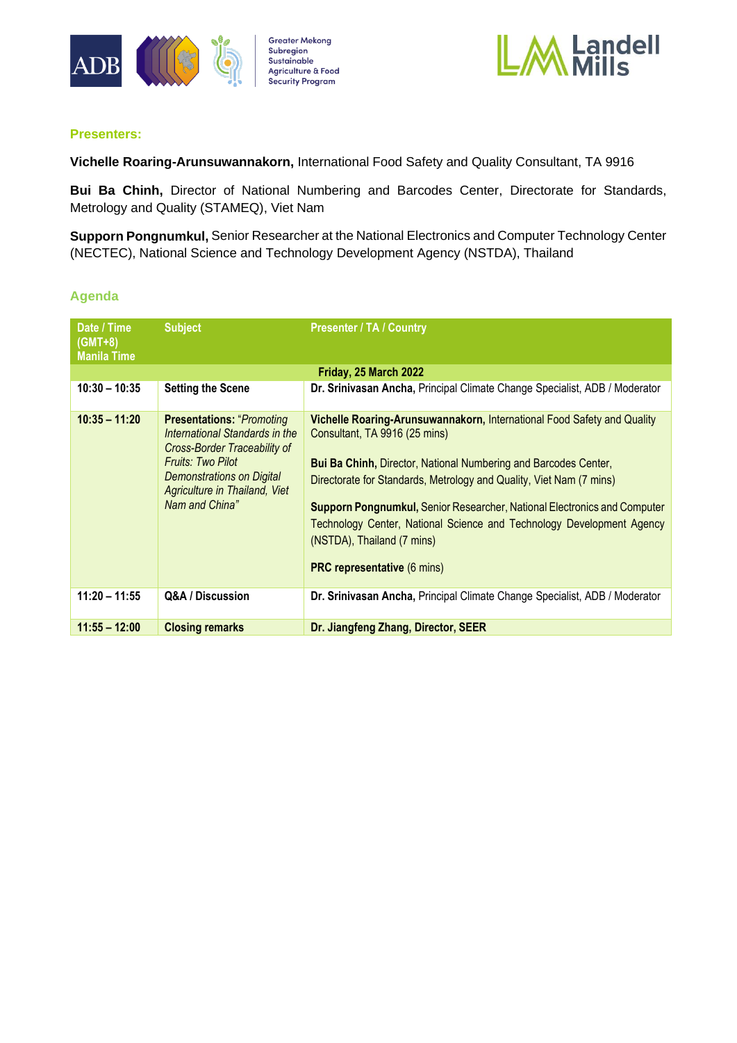### Presenters:

**Vichelle Roaring-Arunsuwannakorn,** International Food Safety and Quality Consultant, TA 9916

**Bui Ba Chinh,** Director of National Numbering and Barcodes Center, Directorate for Standards, Metrology and Quality (STAMEQ), Viet Nam

**Supporn Pongnumkul,** Senior Researcher at the National Electronics and Computer Technology Center (NECTEC), National Science and Technology Development Agency (NSTDA), Thailand

### Agenda

| Date / Time (GMT+8) Manila Time | Subject | Presenter / TA / Country |
|---|---|---|
| | **Friday, 25 March 2022** | |
| **10:30 – 10:35** | **Setting the Scene** | **Dr. Srinivasan Ancha,** Principal Climate Change Specialist, ADB / Moderator |
| **10:35 – 11:20** | **Presentations:** *"Promoting International Standards in the Cross-Border Traceability of Fruits: Two Pilot Demonstrations on Digital Agriculture in Thailand, Viet Nam and China"* | **Vichelle Roaring-Arunsuwannakorn,** International Food Safety and Quality Consultant, TA 9916 (25 mins)<br><br>**Bui Ba Chinh,** Director, National Numbering and Barcodes Center, Directorate for Standards, Metrology and Quality, Viet Nam (7 mins)<br><br>**Supporn Pongnumkul,** Senior Researcher, National Electronics and Computer Technology Center, National Science and Technology Development Agency (NSTDA), Thailand (7 mins)<br><br>**PRC representative** (6 mins) |
| **11:20 – 11:55** | **Q&A / Discussion** | **Dr. Srinivasan Ancha,** Principal Climate Change Specialist, ADB / Moderator |
| **11:55 – 12:00** | **Closing remarks** | **Dr. Jiangfeng Zhang, Director, SEER** |